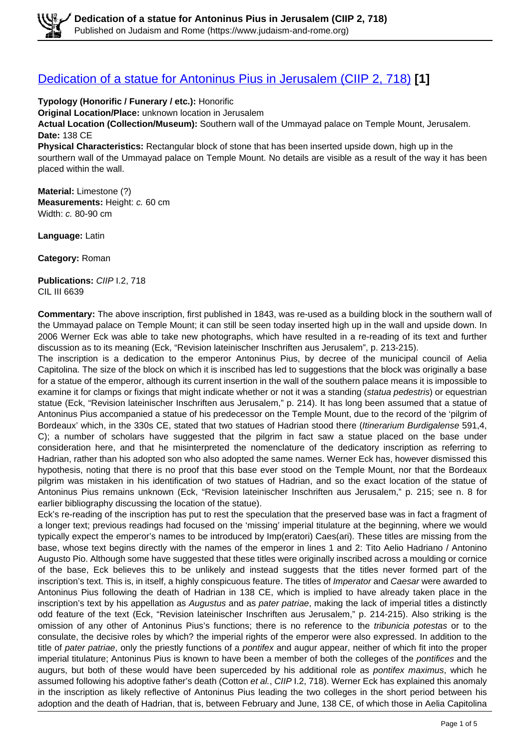# [Dedication of a statue for Antoninus Pius in Jerusalem (CIIP 2, 718)](#) **[1]**

**Typology (Honorific / Funerary / etc.):** Honorific
**Original Location/Place:** unknown location in Jerusalem
**Actual Location (Collection/Museum):** Southern wall of the Ummayad palace on Temple Mount, Jerusalem.
**Date:** 138 CE
**Physical Characteristics:** Rectangular block of stone that has been inserted upside down, high up in the sourthern wall of the Ummayad palace on Temple Mount. No details are visible as a result of the way it has been placed within the wall.

**Material:** Limestone (?)
**Measurements:** Height: *c.* 60 cm
Width: *c.* 80-90 cm

**Language:** Latin

**Category:** Roman

**Publications:** *CIIP* I.2, 718
CIL III 6639

**Commentary:** The above inscription, first published in 1843, was re-used as a building block in the southern wall of the Ummayad palace on Temple Mount; it can still be seen today inserted high up in the wall and upside down. In 2006 Werner Eck was able to take new photographs, which have resulted in a re-reading of its text and further discussion as to its meaning (Eck, "Revision lateinischer Inschriften aus Jerusalem", p. 213-215).
The inscription is a dedication to the emperor Antoninus Pius, by decree of the municipal council of Aelia Capitolina. The size of the block on which it is inscribed has led to suggestions that the block was originally a base for a statue of the emperor, although its current insertion in the wall of the southern palace means it is impossible to examine it for clamps or fixings that might indicate whether or not it was a standing (*statua pedestris*) or equestrian statue (Eck, "Revision lateinischer Inschriften aus Jerusalem," p. 214). It has long been assumed that a statue of Antoninus Pius accompanied a statue of his predecessor on the Temple Mount, due to the record of the 'pilgrim of Bordeaux' which, in the 330s CE, stated that two statues of Hadrian stood there (*Itinerarium Burdigalense* 591,4, C); a number of scholars have suggested that the pilgrim in fact saw a statue placed on the base under consideration here, and that he misinterpreted the nomenclature of the dedicatory inscription as referring to Hadrian, rather than his adopted son who also adopted the same names. Werner Eck has, however dismissed this hypothesis, noting that there is no proof that this base ever stood on the Temple Mount, nor that the Bordeaux pilgrim was mistaken in his identification of two statues of Hadrian, and so the exact location of the statue of Antoninus Pius remains unknown (Eck, "Revision lateinischer Inschriften aus Jerusalem," p. 215; see n. 8 for earlier bibliography discussing the location of the statue).
Eck's re-reading of the inscription has put to rest the speculation that the preserved base was in fact a fragment of a longer text; previous readings had focused on the 'missing' imperial titulature at the beginning, where we would typically expect the emperor's names to be introduced by Imp(eratori) Caes(ari). These titles are missing from the base, whose text begins directly with the names of the emperor in lines 1 and 2: Tito Aelio Hadriano / Antonino Augusto Pio. Although some have suggested that these titles were originally inscribed across a moulding or cornice of the base, Eck believes this to be unlikely and instead suggests that the titles never formed part of the inscription's text. This is, in itself, a highly conspicuous feature. The titles of *Imperator* and *Caesar* were awarded to Antoninus Pius following the death of Hadrian in 138 CE, which is implied to have already taken place in the inscription's text by his appellation as *Augustus* and as *pater patriae*, making the lack of imperial titles a distinctly odd feature of the text (Eck, "Revision lateinischer Inschriften aus Jerusalem," p. 214-215). Also striking is the omission of any other of Antoninus Pius's functions; there is no reference to the *tribunicia potestas* or to the consulate, the decisive roles by which? the imperial rights of the emperor were also expressed. In addition to the title of *pater patriae*, only the priestly functions of a *pontifex* and augur appear, neither of which fit into the proper imperial titulature; Antoninus Pius is known to have been a member of both the colleges of the *pontifices* and the augurs, but both of these would have been superceded by his additional role as *pontifex maximus*, which he assumed following his adoptive father's death (Cotton *et al.*, *CIIP* I.2, 718). Werner Eck has explained this anomaly in the inscription as likely reflective of Antoninus Pius leading the two colleges in the short period between his adoption and the death of Hadrian, that is, between February and June, 138 CE, of which those in Aelia Capitolina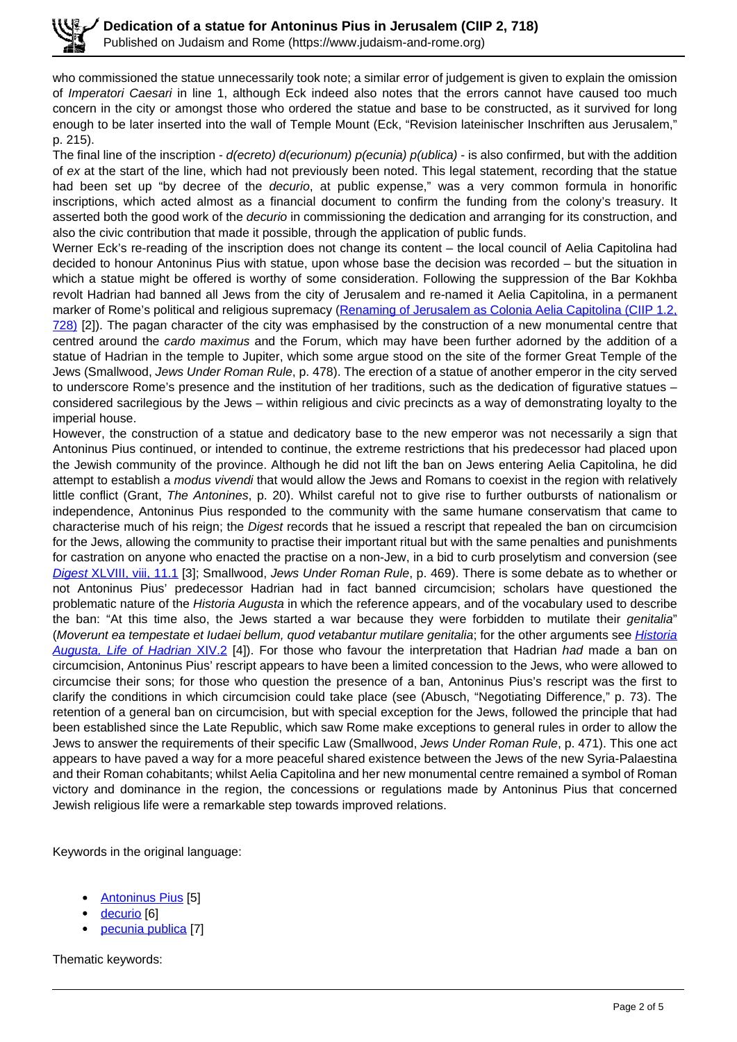who commissioned the statue unnecessarily took note; a similar error of judgement is given to explain the omission of *Imperatori Caesari* in line 1, although Eck indeed also notes that the errors cannot have caused too much concern in the city or amongst those who ordered the statue and base to be constructed, as it survived for long enough to be later inserted into the wall of Temple Mount (Eck, "Revision lateinischer Inschriften aus Jerusalem," p. 215).

The final line of the inscription - *d(ecreto) d(ecurionum) p(ecunia) p(ublica)* - is also confirmed, but with the addition of *ex* at the start of the line, which had not previously been noted. This legal statement, recording that the statue had been set up "by decree of the *decurio*, at public expense," was a very common formula in honorific inscriptions, which acted almost as a financial document to confirm the funding from the colony's treasury. It asserted both the good work of the *decurio* in commissioning the dedication and arranging for its construction, and also the civic contribution that made it possible, through the application of public funds.

Werner Eck's re-reading of the inscription does not change its content – the local council of Aelia Capitolina had decided to honour Antoninus Pius with statue, upon whose base the decision was recorded – but the situation in which a statue might be offered is worthy of some consideration. Following the suppression of the Bar Kokhba revolt Hadrian had banned all Jews from the city of Jerusalem and re-named it Aelia Capitolina, in a permanent marker of Rome's political and religious supremacy ([Renaming of Jerusalem as Colonia Aelia Capitolina (CIIP 1.2, 728)](#) [2]). The pagan character of the city was emphasised by the construction of a new monumental centre that centred around the *cardo maximus* and the Forum, which may have been further adorned by the addition of a statue of Hadrian in the temple to Jupiter, which some argue stood on the site of the former Great Temple of the Jews (Smallwood, *Jews Under Roman Rule*, p. 478). The erection of a statue of another emperor in the city served to underscore Rome's presence and the institution of her traditions, such as the dedication of figurative statues – considered sacrilegious by the Jews – within religious and civic precincts as a way of demonstrating loyalty to the imperial house.

However, the construction of a statue and dedicatory base to the new emperor was not necessarily a sign that Antoninus Pius continued, or intended to continue, the extreme restrictions that his predecessor had placed upon the Jewish community of the province. Although he did not lift the ban on Jews entering Aelia Capitolina, he did attempt to establish a *modus vivendi* that would allow the Jews and Romans to coexist in the region with relatively little conflict (Grant, *The Antonines*, p. 20). Whilst careful not to give rise to further outbursts of nationalism or independence, Antoninus Pius responded to the community with the same humane conservatism that came to characterise much of his reign; the *Digest* records that he issued a rescript that repealed the ban on circumcision for the Jews, allowing the community to practise their important ritual but with the same penalties and punishments for castration on anyone who enacted the practise on a non-Jew, in a bid to curb proselytism and conversion (see [*Digest* XLVIII, viii, 11.1](#) [3]; Smallwood, *Jews Under Roman Rule*, p. 469). There is some debate as to whether or not Antoninus Pius' predecessor Hadrian had in fact banned circumcision; scholars have questioned the problematic nature of the *Historia Augusta* in which the reference appears, and of the vocabulary used to describe the ban: "At this time also, the Jews started a war because they were forbidden to mutilate their *genitalia*" (*Moverunt ea tempestate et Iudaei bellum, quod vetabantur mutilare genitalia*; for the other arguments see [*Historia Augusta, Life of Hadrian* XIV.2](#) [4]). For those who favour the interpretation that Hadrian *had* made a ban on circumcision, Antoninus Pius' rescript appears to have been a limited concession to the Jews, who were allowed to circumcise their sons; for those who question the presence of a ban, Antoninus Pius's rescript was the first to clarify the conditions in which circumcision could take place (see (Abusch, "Negotiating Difference," p. 73). The retention of a general ban on circumcision, but with special exception for the Jews, followed the principle that had been established since the Late Republic, which saw Rome make exceptions to general rules in order to allow the Jews to answer the requirements of their specific Law (Smallwood, *Jews Under Roman Rule*, p. 471). This one act appears to have paved a way for a more peaceful shared existence between the Jews of the new Syria-Palaestina and their Roman cohabitants; whilst Aelia Capitolina and her new monumental centre remained a symbol of Roman victory and dominance in the region, the concessions or regulations made by Antoninus Pius that concerned Jewish religious life were a remarkable step towards improved relations.

Keywords in the original language:

- [Antoninus Pius](#) [5]
- [decurio](#) [6]
- [pecunia publica](#) [7]

Thematic keywords: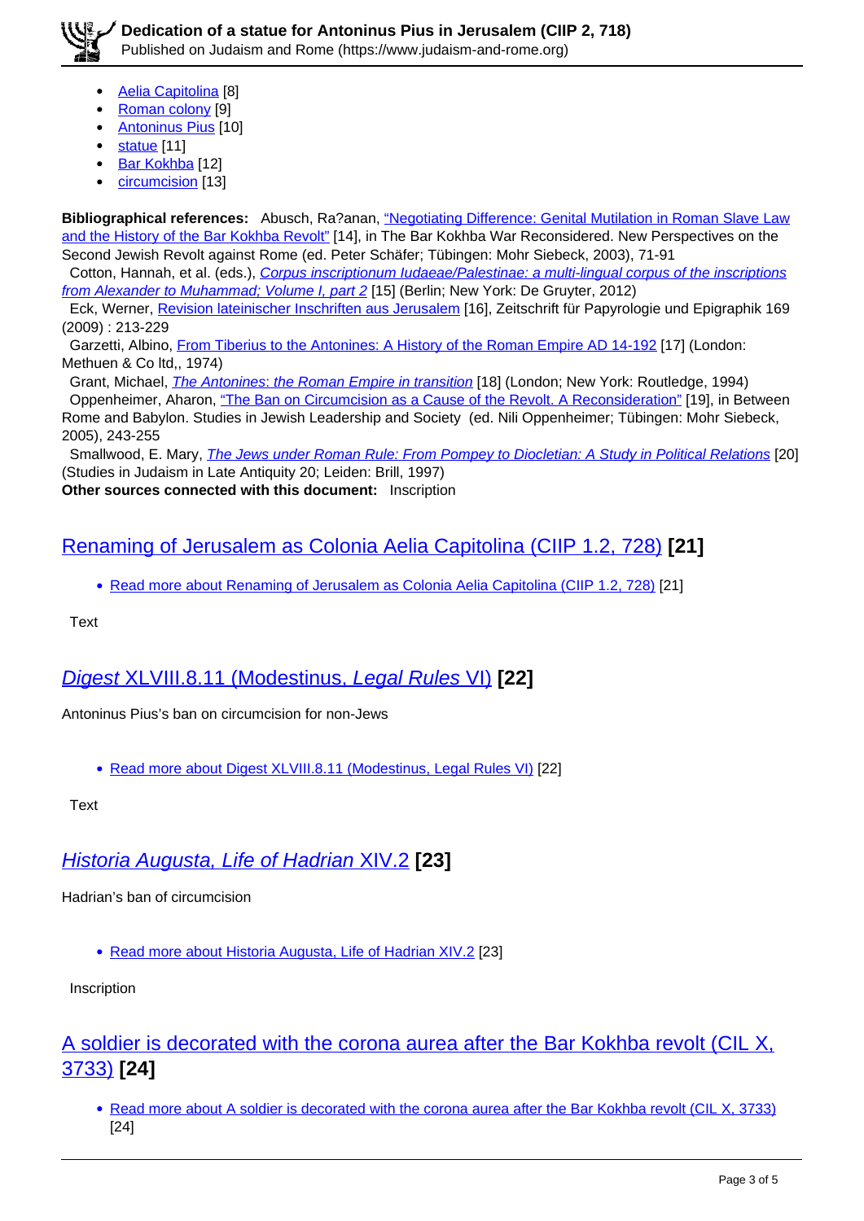- Aelia Capitolina [8]
- Roman colony [9]
- Antoninus Pius [10]
- statue [11]
- Bar Kokhba [12]
- circumcision [13]

**Bibliographical references:** Abusch, Ra?anan, "Negotiating Difference: Genital Mutilation in Roman Slave Law and the History of the Bar Kokhba Revolt" [14], in The Bar Kokhba War Reconsidered. New Perspectives on the Second Jewish Revolt against Rome (ed. Peter Schäfer; Tübingen: Mohr Siebeck, 2003), 71-91
Cotton, Hannah, et al. (eds.), *Corpus inscriptionum Iudaeae/Palestinae: a multi-lingual corpus of the inscriptions from Alexander to Muhammad; Volume I, part 2* [15] (Berlin; New York: De Gruyter, 2012)
Eck, Werner, Revision lateinischer Inschriften aus Jerusalem [16], Zeitschrift für Papyrologie und Epigraphik 169 (2009) : 213-229
Garzetti, Albino, From Tiberius to the Antonines: A History of the Roman Empire AD 14-192 [17] (London: Methuen & Co ltd,, 1974)
Grant, Michael, *The Antonines: the Roman Empire in transition* [18] (London; New York: Routledge, 1994)
Oppenheimer, Aharon, "The Ban on Circumcision as a Cause of the Revolt. A Reconsideration" [19], in Between Rome and Babylon. Studies in Jewish Leadership and Society (ed. Nili Oppenheimer; Tübingen: Mohr Siebeck, 2005), 243-255
Smallwood, E. Mary, *The Jews under Roman Rule: From Pompey to Diocletian: A Study in Political Relations* [20] (Studies in Judaism in Late Antiquity 20; Leiden: Brill, 1997)
**Other sources connected with this document:** Inscription

## Renaming of Jerusalem as Colonia Aelia Capitolina (CIIP 1.2, 728) [21]

- Read more about Renaming of Jerusalem as Colonia Aelia Capitolina (CIIP 1.2, 728) [21]

Text

## *Digest* XLVIII.8.11 (Modestinus, *Legal Rules* VI) [22]

Antoninus Pius's ban on circumcision for non-Jews

- Read more about Digest XLVIII.8.11 (Modestinus, Legal Rules VI) [22]

Text

## *Historia Augusta, Life of Hadrian* XIV.2 [23]

Hadrian's ban of circumcision

- Read more about Historia Augusta, Life of Hadrian XIV.2 [23]

Inscription

## A soldier is decorated with the corona aurea after the Bar Kokhba revolt (CIL X, 3733) [24]

- Read more about A soldier is decorated with the corona aurea after the Bar Kokhba revolt (CIL X, 3733) [24]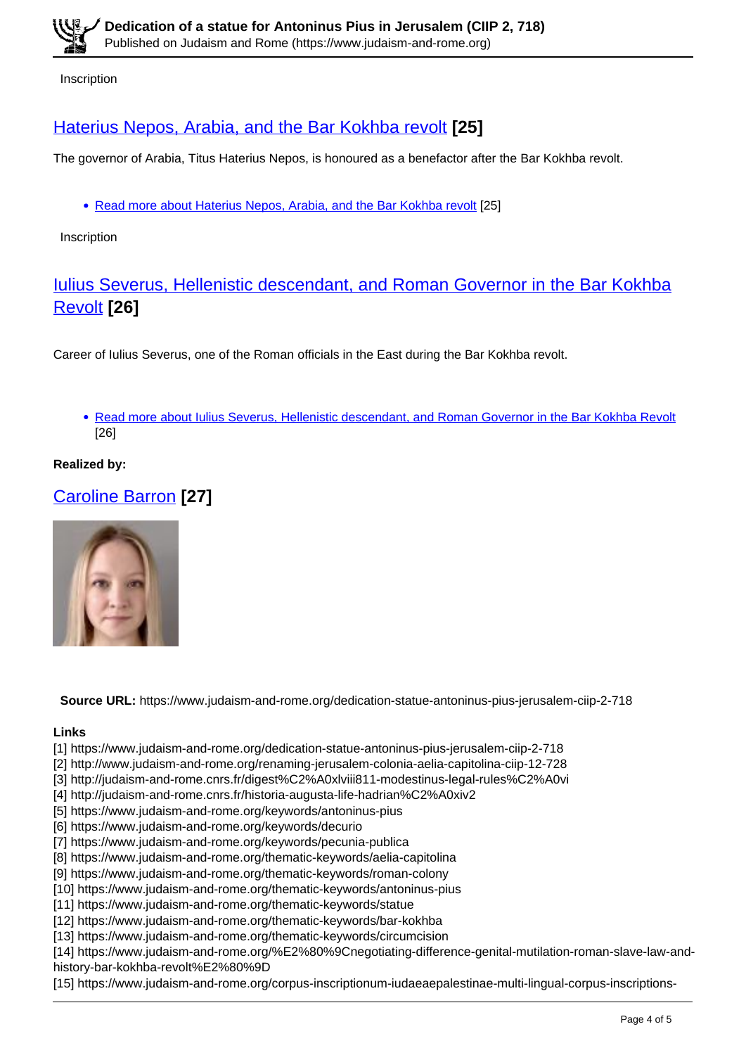Inscription

## Haterius Nepos, Arabia, and the Bar Kokhba revolt [25]

The governor of Arabia, Titus Haterius Nepos, is honoured as a benefactor after the Bar Kokhba revolt.

- Read more about Haterius Nepos, Arabia, and the Bar Kokhba revolt [25]

Inscription

## Iulius Severus, Hellenistic descendant, and Roman Governor in the Bar Kokhba Revolt [26]

Career of Iulius Severus, one of the Roman officials in the East during the Bar Kokhba revolt.

- Read more about Iulius Severus, Hellenistic descendant, and Roman Governor in the Bar Kokhba Revolt [26]

**Realized by:**

## Caroline Barron [27]

**Source URL:** https://www.judaism-and-rome.org/dedication-statue-antoninus-pius-jerusalem-ciip-2-718

**Links**

[1] https://www.judaism-and-rome.org/dedication-statue-antoninus-pius-jerusalem-ciip-2-718
[2] http://www.judaism-and-rome.org/renaming-jerusalem-colonia-aelia-capitolina-ciip-12-728
[3] http://judaism-and-rome.cnrs.fr/digest%C2%A0xlviii811-modestinus-legal-rules%C2%A0vi
[4] http://judaism-and-rome.cnrs.fr/historia-augusta-life-hadrian%C2%A0xiv2
[5] https://www.judaism-and-rome.org/keywords/antoninus-pius
[6] https://www.judaism-and-rome.org/keywords/decurio
[7] https://www.judaism-and-rome.org/keywords/pecunia-publica
[8] https://www.judaism-and-rome.org/thematic-keywords/aelia-capitolina
[9] https://www.judaism-and-rome.org/thematic-keywords/roman-colony
[10] https://www.judaism-and-rome.org/thematic-keywords/antoninus-pius
[11] https://www.judaism-and-rome.org/thematic-keywords/statue
[12] https://www.judaism-and-rome.org/thematic-keywords/bar-kokhba
[13] https://www.judaism-and-rome.org/thematic-keywords/circumcision
[14] https://www.judaism-and-rome.org/%E2%80%9Cnegotiating-difference-genital-mutilation-roman-slave-law-and-history-bar-kokhba-revolt%E2%80%9D
[15] https://www.judaism-and-rome.org/corpus-inscriptionum-iudaeaepalestinae-multi-lingual-corpus-inscriptions-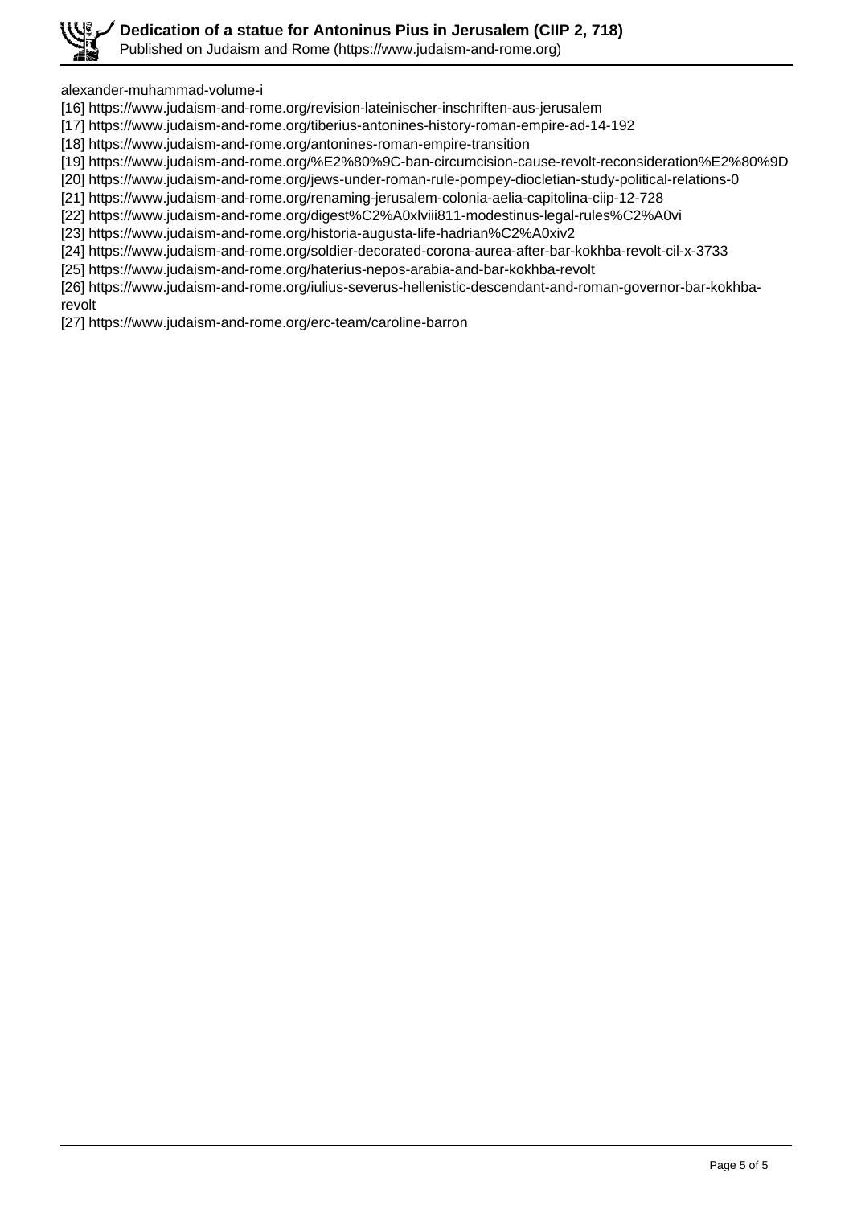alexander-muhammad-volume-i

[16] https://www.judaism-and-rome.org/revision-lateinischer-inschriften-aus-jerusalem

[17] https://www.judaism-and-rome.org/tiberius-antonines-history-roman-empire-ad-14-192

[18] https://www.judaism-and-rome.org/antonines-roman-empire-transition

[19] https://www.judaism-and-rome.org/%E2%80%9C-ban-circumcision-cause-revolt-reconsideration%E2%80%9D

[20] https://www.judaism-and-rome.org/jews-under-roman-rule-pompey-diocletian-study-political-relations-0

[21] https://www.judaism-and-rome.org/renaming-jerusalem-colonia-aelia-capitolina-ciip-12-728

[22] https://www.judaism-and-rome.org/digest%C2%A0xlviii811-modestinus-legal-rules%C2%A0vi

[23] https://www.judaism-and-rome.org/historia-augusta-life-hadrian%C2%A0xiv2

[24] https://www.judaism-and-rome.org/soldier-decorated-corona-aurea-after-bar-kokhba-revolt-cil-x-3733

[25] https://www.judaism-and-rome.org/haterius-nepos-arabia-and-bar-kokhba-revolt

[26] https://www.judaism-and-rome.org/iulius-severus-hellenistic-descendant-and-roman-governor-bar-kokhba-revolt

[27] https://www.judaism-and-rome.org/erc-team/caroline-barron